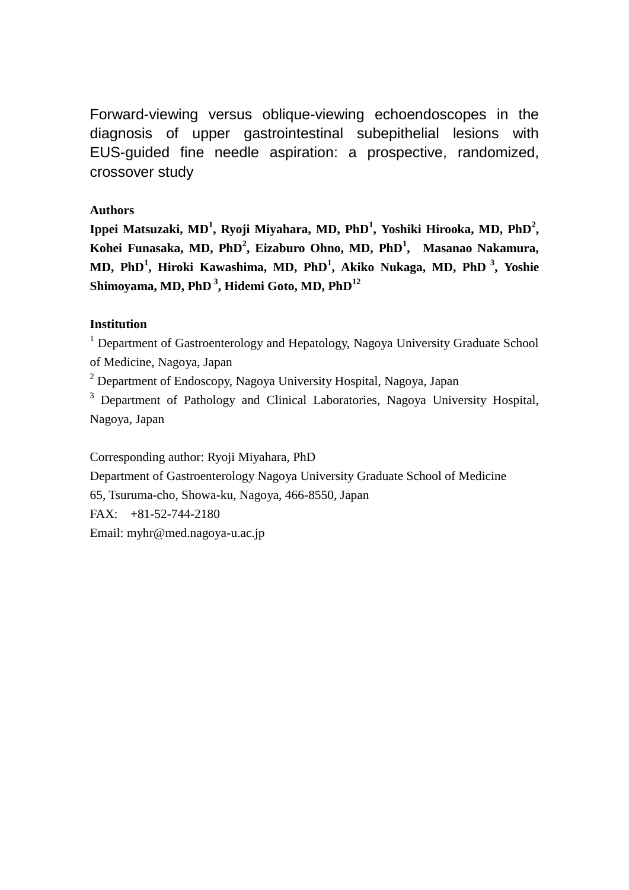# Forward-viewing versus oblique-viewing echoendoscopes in the diagnosis of upper gastrointestinal subepithelial lesions with EUS-guided fine needle aspiration: a prospective, randomized, crossover study

**Authors**

**Ippei Matsuzaki, MD[1], Ryoji Miyahara, MD, PhD[1], Yoshiki Hirooka, MD, PhD[2], Kohei Funasaka, MD, PhD[2], Eizaburo Ohno, MD, PhD[1], Masanao Nakamura, MD, PhD[1], Hiroki Kawashima, MD, PhD[1], Akiko Nukaga, MD, PhD [3], Yoshie Shimoyama, MD, PhD [3], Hidemi Goto, MD, PhD[12]**

**Institution**

[1] Department of Gastroenterology and Hepatology, Nagoya University Graduate School of Medicine, Nagoya, Japan

[2] Department of Endoscopy, Nagoya University Hospital, Nagoya, Japan

[3] Department of Pathology and Clinical Laboratories, Nagoya University Hospital, Nagoya, Japan

Corresponding author: Ryoji Miyahara, PhD
Department of Gastroenterology Nagoya University Graduate School of Medicine
65, Tsuruma-cho, Showa-ku, Nagoya, 466-8550, Japan
FAX: +81-52-744-2180
Email: myhr@med.nagoya-u.ac.jp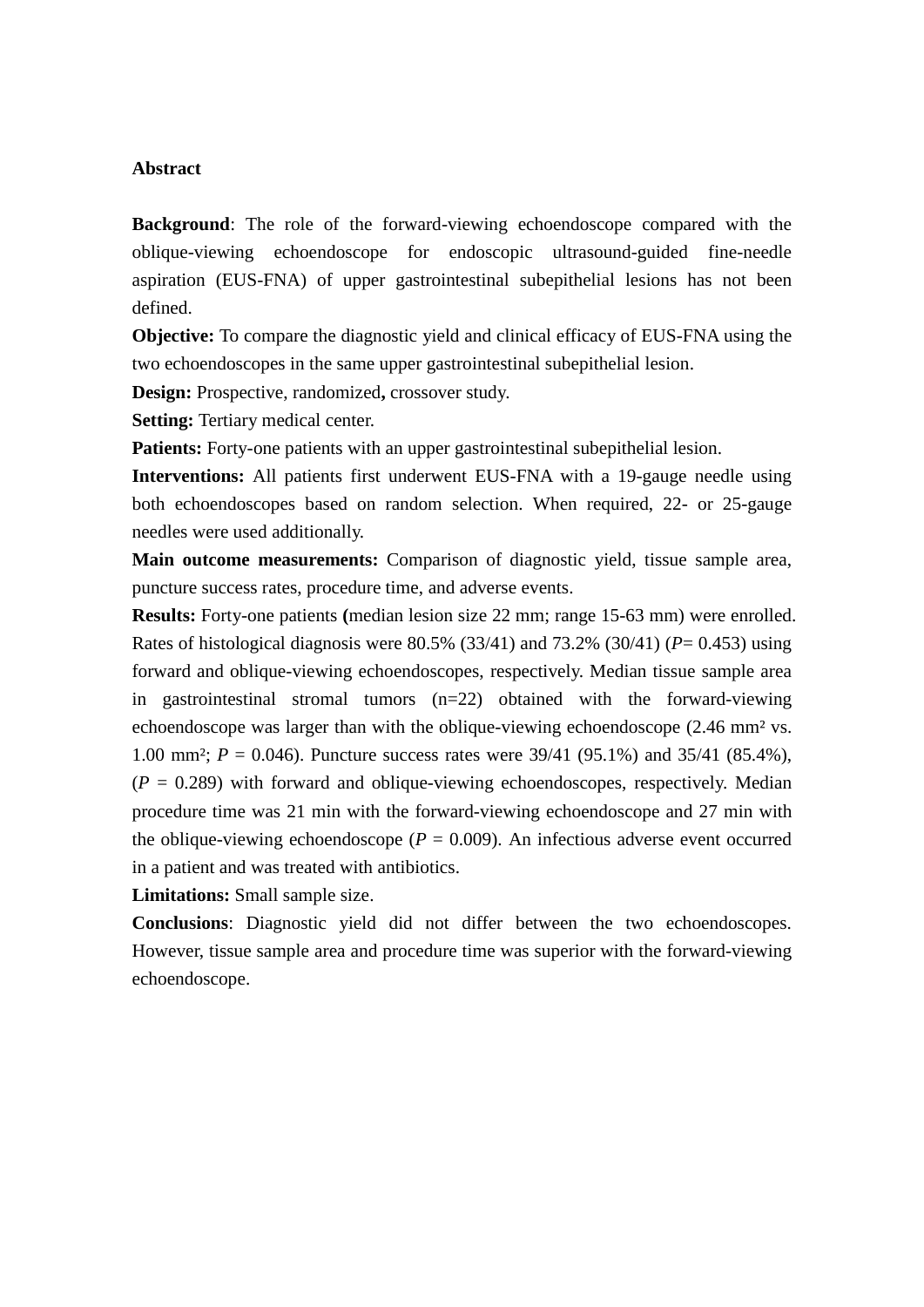**Abstract**

**Background**: The role of the forward-viewing echoendoscope compared with the oblique-viewing echoendoscope for endoscopic ultrasound-guided fine-needle aspiration (EUS-FNA) of upper gastrointestinal subepithelial lesions has not been defined.

**Objective:** To compare the diagnostic yield and clinical efficacy of EUS-FNA using the two echoendoscopes in the same upper gastrointestinal subepithelial lesion.

**Design:** Prospective, randomized**,** crossover study.

**Setting:** Tertiary medical center.

**Patients:** Forty-one patients with an upper gastrointestinal subepithelial lesion.

**Interventions:** All patients first underwent EUS-FNA with a 19-gauge needle using both echoendoscopes based on random selection. When required, 22- or 25-gauge needles were used additionally.

**Main outcome measurements:** Comparison of diagnostic yield, tissue sample area, puncture success rates, procedure time, and adverse events.

**Results:** Forty-one patients **(**median lesion size 22 mm; range 15-63 mm) were enrolled. Rates of histological diagnosis were 80.5% (33/41) and 73.2% (30/41) (*P*= 0.453) using forward and oblique-viewing echoendoscopes, respectively. Median tissue sample area in gastrointestinal stromal tumors (n=22) obtained with the forward-viewing echoendoscope was larger than with the oblique-viewing echoendoscope (2.46 mm² vs. 1.00 mm²; *P* = 0.046). Puncture success rates were 39/41 (95.1%) and 35/41 (85.4%), (*P* = 0.289) with forward and oblique-viewing echoendoscopes, respectively. Median procedure time was 21 min with the forward-viewing echoendoscope and 27 min with the oblique-viewing echoendoscope (*P* = 0.009). An infectious adverse event occurred in a patient and was treated with antibiotics.

**Limitations:** Small sample size.

**Conclusions**: Diagnostic yield did not differ between the two echoendoscopes. However, tissue sample area and procedure time was superior with the forward-viewing echoendoscope.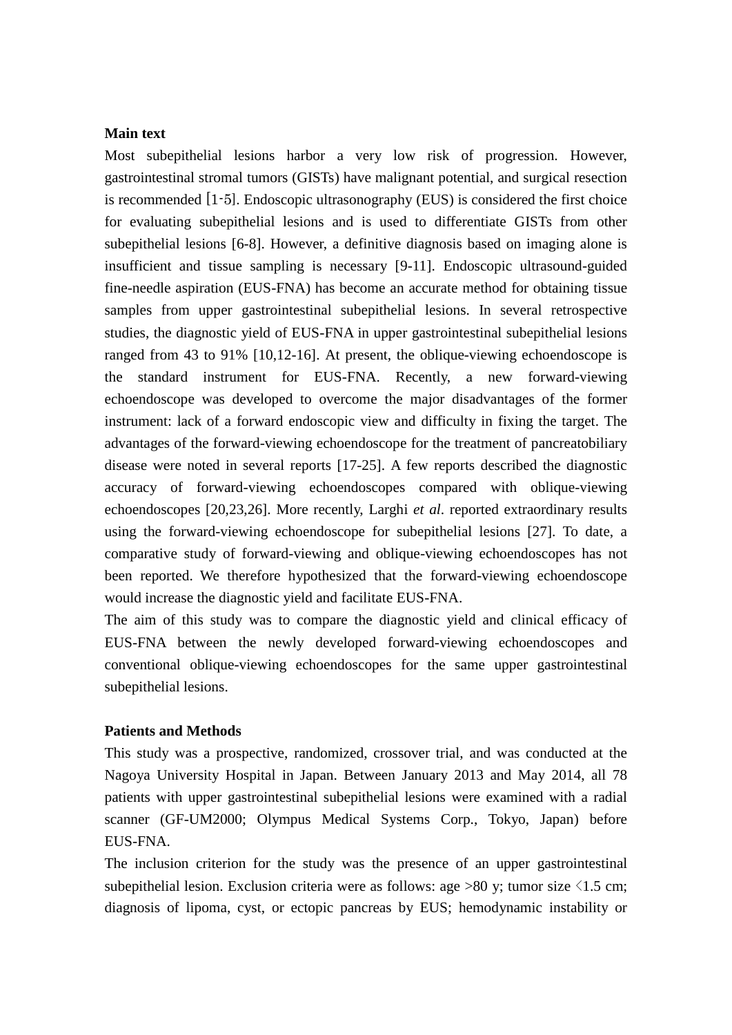**Main text**

Most subepithelial lesions harbor a very low risk of progression. However, gastrointestinal stromal tumors (GISTs) have malignant potential, and surgical resection is recommended [1-5]. Endoscopic ultrasonography (EUS) is considered the first choice for evaluating subepithelial lesions and is used to differentiate GISTs from other subepithelial lesions [6-8]. However, a definitive diagnosis based on imaging alone is insufficient and tissue sampling is necessary [9-11]. Endoscopic ultrasound-guided fine-needle aspiration (EUS-FNA) has become an accurate method for obtaining tissue samples from upper gastrointestinal subepithelial lesions. In several retrospective studies, the diagnostic yield of EUS-FNA in upper gastrointestinal subepithelial lesions ranged from 43 to 91% [10,12-16]. At present, the oblique-viewing echoendoscope is the standard instrument for EUS-FNA. Recently, a new forward-viewing echoendoscope was developed to overcome the major disadvantages of the former instrument: lack of a forward endoscopic view and difficulty in fixing the target. The advantages of the forward-viewing echoendoscope for the treatment of pancreatobiliary disease were noted in several reports [17-25]. A few reports described the diagnostic accuracy of forward-viewing echoendoscopes compared with oblique-viewing echoendoscopes [20,23,26]. More recently, Larghi *et al*. reported extraordinary results using the forward-viewing echoendoscope for subepithelial lesions [27]. To date, a comparative study of forward-viewing and oblique-viewing echoendoscopes has not been reported. We therefore hypothesized that the forward-viewing echoendoscope would increase the diagnostic yield and facilitate EUS-FNA.

The aim of this study was to compare the diagnostic yield and clinical efficacy of EUS-FNA between the newly developed forward-viewing echoendoscopes and conventional oblique-viewing echoendoscopes for the same upper gastrointestinal subepithelial lesions.

**Patients and Methods**

This study was a prospective, randomized, crossover trial, and was conducted at the Nagoya University Hospital in Japan. Between January 2013 and May 2014, all 78 patients with upper gastrointestinal subepithelial lesions were examined with a radial scanner (GF-UM2000; Olympus Medical Systems Corp., Tokyo, Japan) before EUS-FNA.

The inclusion criterion for the study was the presence of an upper gastrointestinal subepithelial lesion. Exclusion criteria were as follows: age >80 y; tumor size <1.5 cm; diagnosis of lipoma, cyst, or ectopic pancreas by EUS; hemodynamic instability or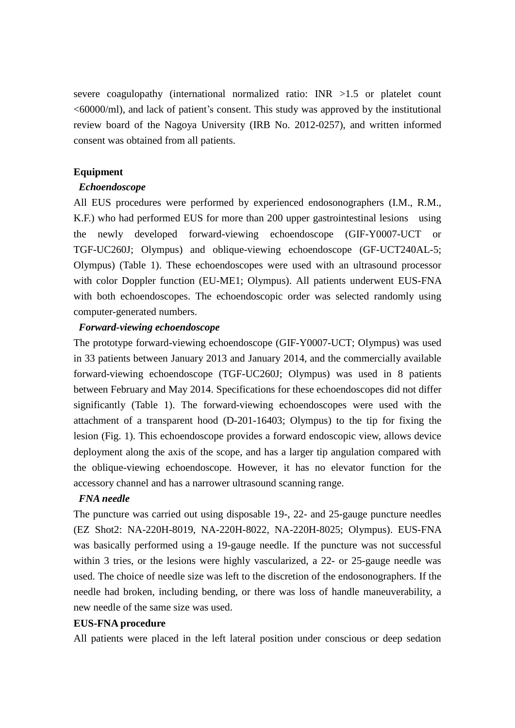severe coagulopathy (international normalized ratio: INR >1.5 or platelet count <60000/ml), and lack of patient's consent. This study was approved by the institutional review board of the Nagoya University (IRB No. 2012-0257), and written informed consent was obtained from all patients.

## Equipment

### *Echoendoscope*

All EUS procedures were performed by experienced endosonographers (I.M., R.M., K.F.) who had performed EUS for more than 200 upper gastrointestinal lesions using the newly developed forward-viewing echoendoscope (GIF-Y0007-UCT or TGF-UC260J; Olympus) and oblique-viewing echoendoscope (GF-UCT240AL-5; Olympus) (Table 1). These echoendoscopes were used with an ultrasound processor with color Doppler function (EU-ME1; Olympus). All patients underwent EUS-FNA with both echoendoscopes. The echoendoscopic order was selected randomly using computer-generated numbers.

### *Forward-viewing echoendoscope*

The prototype forward-viewing echoendoscope (GIF-Y0007-UCT; Olympus) was used in 33 patients between January 2013 and January 2014, and the commercially available forward-viewing echoendoscope (TGF-UC260J; Olympus) was used in 8 patients between February and May 2014. Specifications for these echoendoscopes did not differ significantly (Table 1). The forward-viewing echoendoscopes were used with the attachment of a transparent hood (D-201-16403; Olympus) to the tip for fixing the lesion (Fig. 1). This echoendoscope provides a forward endoscopic view, allows device deployment along the axis of the scope, and has a larger tip angulation compared with the oblique-viewing echoendoscope. However, it has no elevator function for the accessory channel and has a narrower ultrasound scanning range.

### *FNA needle*

The puncture was carried out using disposable 19-, 22- and 25-gauge puncture needles (EZ Shot2: NA-220H-8019, NA-220H-8022, NA-220H-8025; Olympus). EUS-FNA was basically performed using a 19-gauge needle. If the puncture was not successful within 3 tries, or the lesions were highly vascularized, a 22- or 25-gauge needle was used. The choice of needle size was left to the discretion of the endosonographers. If the needle had broken, including bending, or there was loss of handle maneuverability, a new needle of the same size was used.

## EUS-FNA procedure

All patients were placed in the left lateral position under conscious or deep sedation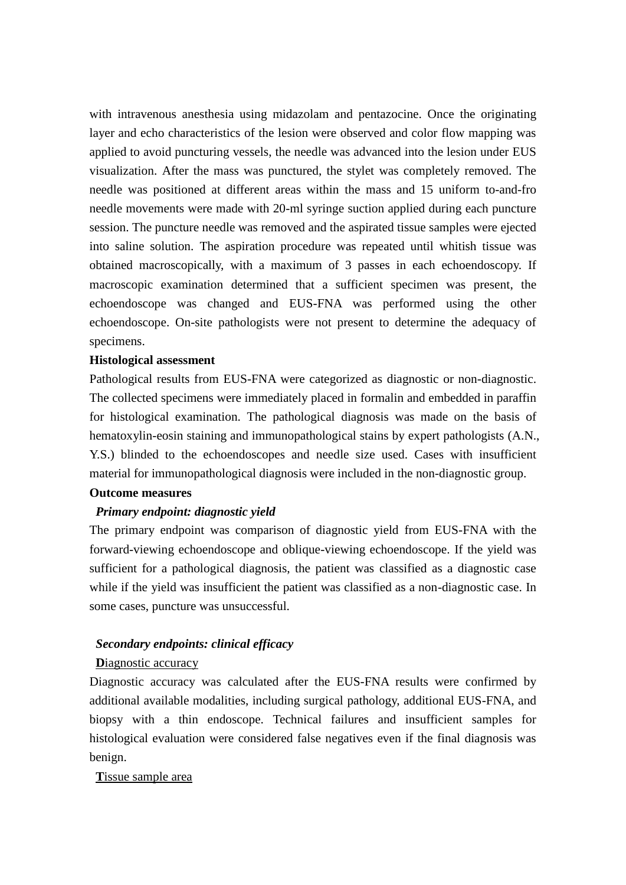with intravenous anesthesia using midazolam and pentazocine. Once the originating layer and echo characteristics of the lesion were observed and color flow mapping was applied to avoid puncturing vessels, the needle was advanced into the lesion under EUS visualization. After the mass was punctured, the stylet was completely removed. The needle was positioned at different areas within the mass and 15 uniform to-and-fro needle movements were made with 20-ml syringe suction applied during each puncture session. The puncture needle was removed and the aspirated tissue samples were ejected into saline solution. The aspiration procedure was repeated until whitish tissue was obtained macroscopically, with a maximum of 3 passes in each echoendoscopy. If macroscopic examination determined that a sufficient specimen was present, the echoendoscope was changed and EUS-FNA was performed using the other echoendoscope. On-site pathologists were not present to determine the adequacy of specimens.

**Histological assessment**

Pathological results from EUS-FNA were categorized as diagnostic or non-diagnostic. The collected specimens were immediately placed in formalin and embedded in paraffin for histological examination. The pathological diagnosis was made on the basis of hematoxylin-eosin staining and immunopathological stains by expert pathologists (A.N., Y.S.) blinded to the echoendoscopes and needle size used. Cases with insufficient material for immunopathological diagnosis were included in the non-diagnostic group.

**Outcome measures**

***Primary endpoint: diagnostic yield***

The primary endpoint was comparison of diagnostic yield from EUS-FNA with the forward-viewing echoendoscope and oblique-viewing echoendoscope. If the yield was sufficient for a pathological diagnosis, the patient was classified as a diagnostic case while if the yield was insufficient the patient was classified as a non-diagnostic case. In some cases, puncture was unsuccessful.

***Secondary endpoints: clinical efficacy***

**D**iagnostic accuracy

Diagnostic accuracy was calculated after the EUS-FNA results were confirmed by additional available modalities, including surgical pathology, additional EUS-FNA, and biopsy with a thin endoscope. Technical failures and insufficient samples for histological evaluation were considered false negatives even if the final diagnosis was benign.

**T**issue sample area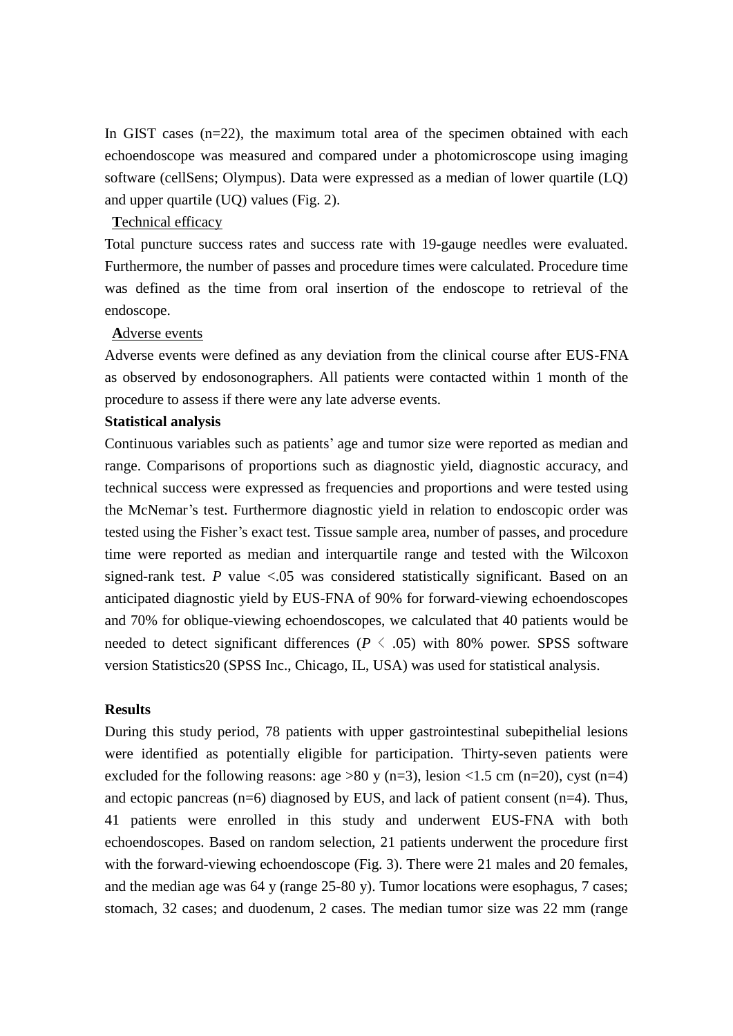In GIST cases (n=22), the maximum total area of the specimen obtained with each echoendoscope was measured and compared under a photomicroscope using imaging software (cellSens; Olympus). Data were expressed as a median of lower quartile (LQ) and upper quartile (UQ) values (Fig. 2).

**T**echnical efficacy

Total puncture success rates and success rate with 19-gauge needles were evaluated. Furthermore, the number of passes and procedure times were calculated. Procedure time was defined as the time from oral insertion of the endoscope to retrieval of the endoscope.

**A**dverse events

Adverse events were defined as any deviation from the clinical course after EUS-FNA as observed by endosonographers. All patients were contacted within 1 month of the procedure to assess if there were any late adverse events.

**Statistical analysis**

Continuous variables such as patients' age and tumor size were reported as median and range. Comparisons of proportions such as diagnostic yield, diagnostic accuracy, and technical success were expressed as frequencies and proportions and were tested using the McNemar's test. Furthermore diagnostic yield in relation to endoscopic order was tested using the Fisher's exact test. Tissue sample area, number of passes, and procedure time were reported as median and interquartile range and tested with the Wilcoxon signed-rank test. $P$ value <.05 was considered statistically significant. Based on an anticipated diagnostic yield by EUS-FNA of 90% for forward-viewing echoendoscopes and 70% for oblique-viewing echoendoscopes, we calculated that 40 patients would be needed to detect significant differences ($P < .05$) with 80% power. SPSS software version Statistics20 (SPSS Inc., Chicago, IL, USA) was used for statistical analysis.

**Results**

During this study period, 78 patients with upper gastrointestinal subepithelial lesions were identified as potentially eligible for participation. Thirty-seven patients were excluded for the following reasons: age >80 y (n=3), lesion <1.5 cm (n=20), cyst (n=4) and ectopic pancreas (n=6) diagnosed by EUS, and lack of patient consent (n=4). Thus, 41 patients were enrolled in this study and underwent EUS-FNA with both echoendoscopes. Based on random selection, 21 patients underwent the procedure first with the forward-viewing echoendoscope (Fig. 3). There were 21 males and 20 females, and the median age was 64 y (range 25-80 y). Tumor locations were esophagus, 7 cases; stomach, 32 cases; and duodenum, 2 cases. The median tumor size was 22 mm (range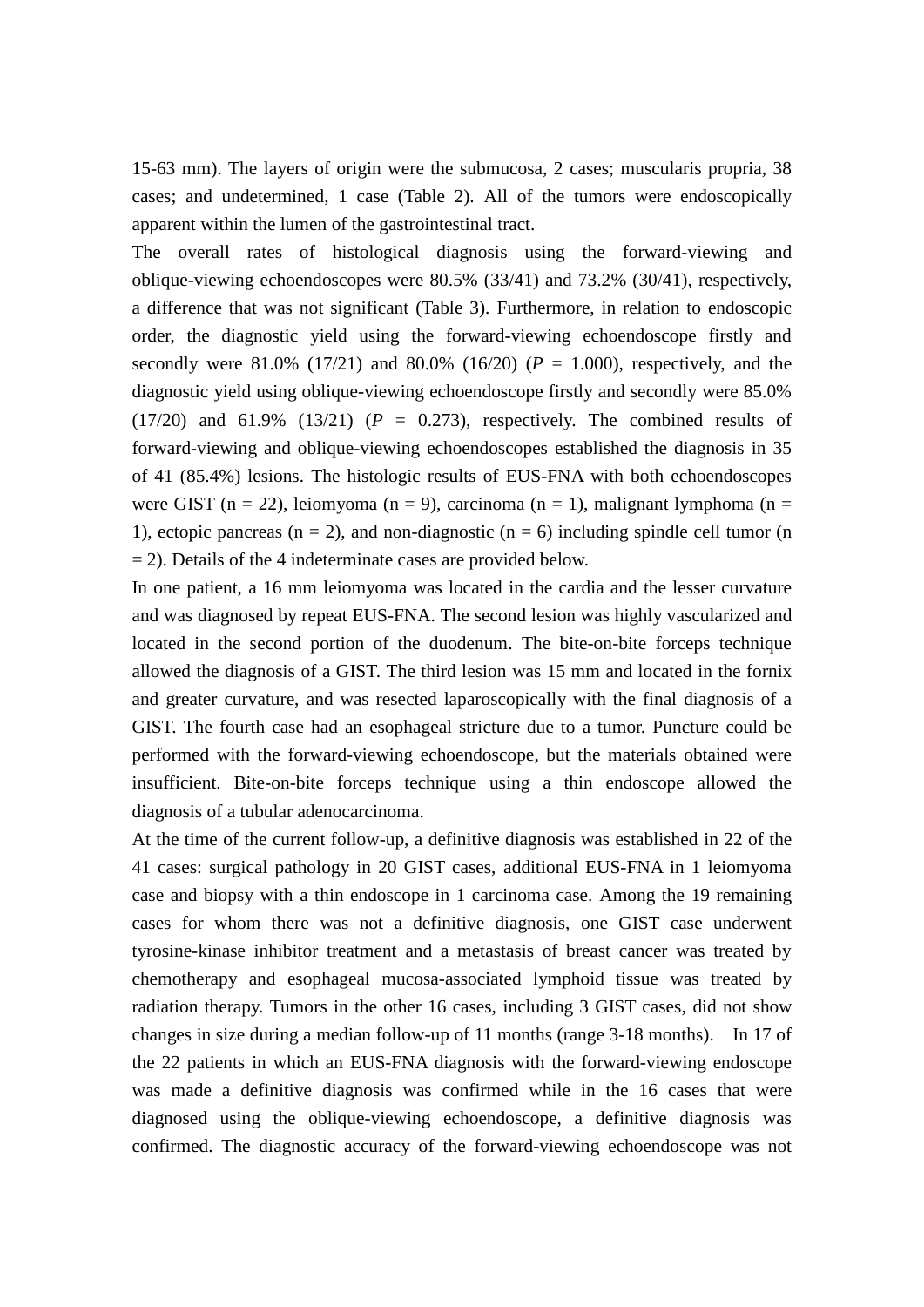15-63 mm). The layers of origin were the submucosa, 2 cases; muscularis propria, 38 cases; and undetermined, 1 case (Table 2). All of the tumors were endoscopically apparent within the lumen of the gastrointestinal tract.

The overall rates of histological diagnosis using the forward-viewing and oblique-viewing echoendoscopes were 80.5% (33/41) and 73.2% (30/41), respectively, a difference that was not significant (Table 3). Furthermore, in relation to endoscopic order, the diagnostic yield using the forward-viewing echoendoscope firstly and secondly were 81.0% (17/21) and 80.0% (16/20) ($P$ = 1.000), respectively, and the diagnostic yield using oblique-viewing echoendoscope firstly and secondly were 85.0% (17/20) and 61.9% (13/21) ($P$ = 0.273), respectively. The combined results of forward-viewing and oblique-viewing echoendoscopes established the diagnosis in 35 of 41 (85.4%) lesions. The histologic results of EUS-FNA with both echoendoscopes were GIST (n = 22), leiomyoma (n = 9), carcinoma (n = 1), malignant lymphoma (n = 1), ectopic pancreas (n = 2), and non-diagnostic (n = 6) including spindle cell tumor (n = 2). Details of the 4 indeterminate cases are provided below.

In one patient, a 16 mm leiomyoma was located in the cardia and the lesser curvature and was diagnosed by repeat EUS-FNA. The second lesion was highly vascularized and located in the second portion of the duodenum. The bite-on-bite forceps technique allowed the diagnosis of a GIST. The third lesion was 15 mm and located in the fornix and greater curvature, and was resected laparoscopically with the final diagnosis of a GIST. The fourth case had an esophageal stricture due to a tumor. Puncture could be performed with the forward-viewing echoendoscope, but the materials obtained were insufficient. Bite-on-bite forceps technique using a thin endoscope allowed the diagnosis of a tubular adenocarcinoma.

At the time of the current follow-up, a definitive diagnosis was established in 22 of the 41 cases: surgical pathology in 20 GIST cases, additional EUS-FNA in 1 leiomyoma case and biopsy with a thin endoscope in 1 carcinoma case. Among the 19 remaining cases for whom there was not a definitive diagnosis, one GIST case underwent tyrosine-kinase inhibitor treatment and a metastasis of breast cancer was treated by chemotherapy and esophageal mucosa-associated lymphoid tissue was treated by radiation therapy. Tumors in the other 16 cases, including 3 GIST cases, did not show changes in size during a median follow-up of 11 months (range 3-18 months). In 17 of the 22 patients in which an EUS-FNA diagnosis with the forward-viewing endoscope was made a definitive diagnosis was confirmed while in the 16 cases that were diagnosed using the oblique-viewing echoendoscope, a definitive diagnosis was confirmed. The diagnostic accuracy of the forward-viewing echoendoscope was not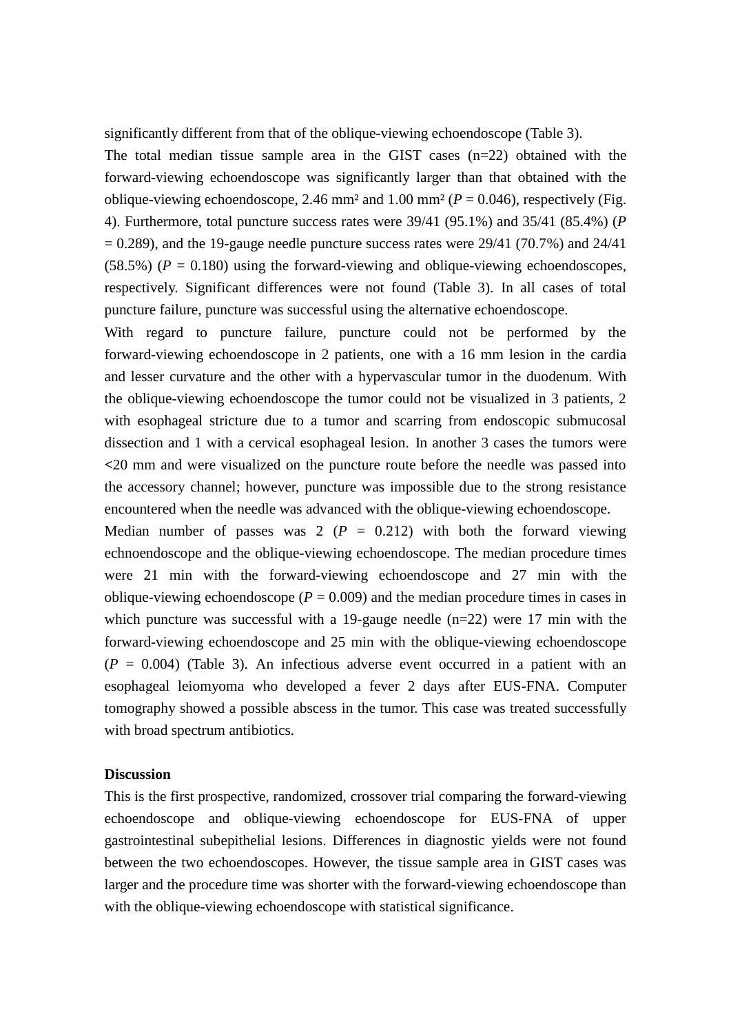significantly different from that of the oblique-viewing echoendoscope (Table 3).

The total median tissue sample area in the GIST cases (n=22) obtained with the forward-viewing echoendoscope was significantly larger than that obtained with the oblique-viewing echoendoscope, 2.46 mm² and 1.00 mm² (*P* = 0.046), respectively (Fig. 4). Furthermore, total puncture success rates were 39/41 (95.1%) and 35/41 (85.4%) (*P* = 0.289), and the 19-gauge needle puncture success rates were 29/41 (70.7%) and 24/41 (58.5%) (*P* = 0.180) using the forward-viewing and oblique-viewing echoendoscopes, respectively. Significant differences were not found (Table 3). In all cases of total puncture failure, puncture was successful using the alternative echoendoscope.

With regard to puncture failure, puncture could not be performed by the forward-viewing echoendoscope in 2 patients, one with a 16 mm lesion in the cardia and lesser curvature and the other with a hypervascular tumor in the duodenum. With the oblique-viewing echoendoscope the tumor could not be visualized in 3 patients, 2 with esophageal stricture due to a tumor and scarring from endoscopic submucosal dissection and 1 with a cervical esophageal lesion. In another 3 cases the tumors were <20 mm and were visualized on the puncture route before the needle was passed into the accessory channel; however, puncture was impossible due to the strong resistance encountered when the needle was advanced with the oblique-viewing echoendoscope.

Median number of passes was 2 (*P* = 0.212) with both the forward viewing echnoendoscope and the oblique-viewing echoendoscope. The median procedure times were 21 min with the forward-viewing echoendoscope and 27 min with the oblique-viewing echoendoscope (*P* = 0.009) and the median procedure times in cases in which puncture was successful with a 19-gauge needle (n=22) were 17 min with the forward-viewing echoendoscope and 25 min with the oblique-viewing echoendoscope (*P* = 0.004) (Table 3). An infectious adverse event occurred in a patient with an esophageal leiomyoma who developed a fever 2 days after EUS-FNA. Computer tomography showed a possible abscess in the tumor. This case was treated successfully with broad spectrum antibiotics.

**Discussion**

This is the first prospective, randomized, crossover trial comparing the forward-viewing echoendoscope and oblique-viewing echoendoscope for EUS-FNA of upper gastrointestinal subepithelial lesions. Differences in diagnostic yields were not found between the two echoendoscopes. However, the tissue sample area in GIST cases was larger and the procedure time was shorter with the forward-viewing echoendoscope than with the oblique-viewing echoendoscope with statistical significance.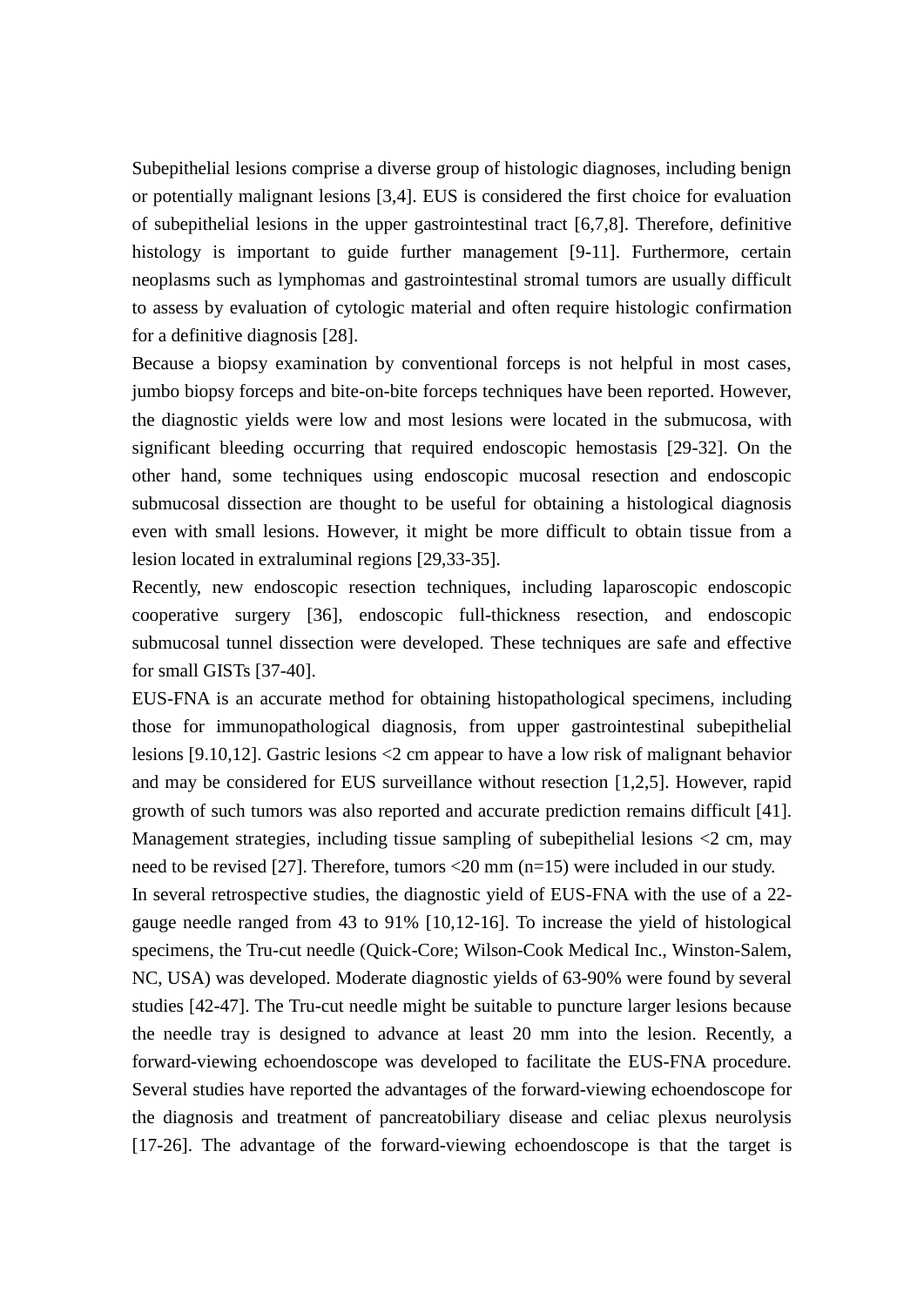Subepithelial lesions comprise a diverse group of histologic diagnoses, including benign or potentially malignant lesions [3,4]. EUS is considered the first choice for evaluation of subepithelial lesions in the upper gastrointestinal tract [6,7,8]. Therefore, definitive histology is important to guide further management [9-11]. Furthermore, certain neoplasms such as lymphomas and gastrointestinal stromal tumors are usually difficult to assess by evaluation of cytologic material and often require histologic confirmation for a definitive diagnosis [28].

Because a biopsy examination by conventional forceps is not helpful in most cases, jumbo biopsy forceps and bite-on-bite forceps techniques have been reported. However, the diagnostic yields were low and most lesions were located in the submucosa, with significant bleeding occurring that required endoscopic hemostasis [29-32]. On the other hand, some techniques using endoscopic mucosal resection and endoscopic submucosal dissection are thought to be useful for obtaining a histological diagnosis even with small lesions. However, it might be more difficult to obtain tissue from a lesion located in extraluminal regions [29,33-35].

Recently, new endoscopic resection techniques, including laparoscopic endoscopic cooperative surgery [36], endoscopic full-thickness resection, and endoscopic submucosal tunnel dissection were developed. These techniques are safe and effective for small GISTs [37-40].

EUS-FNA is an accurate method for obtaining histopathological specimens, including those for immunopathological diagnosis, from upper gastrointestinal subepithelial lesions [9.10,12]. Gastric lesions <2 cm appear to have a low risk of malignant behavior and may be considered for EUS surveillance without resection [1,2,5]. However, rapid growth of such tumors was also reported and accurate prediction remains difficult [41]. Management strategies, including tissue sampling of subepithelial lesions <2 cm, may need to be revised [27]. Therefore, tumors <20 mm (n=15) were included in our study.

In several retrospective studies, the diagnostic yield of EUS-FNA with the use of a 22-gauge needle ranged from 43 to 91% [10,12-16]. To increase the yield of histological specimens, the Tru-cut needle (Quick-Core; Wilson-Cook Medical Inc., Winston-Salem, NC, USA) was developed. Moderate diagnostic yields of 63-90% were found by several studies [42-47]. The Tru-cut needle might be suitable to puncture larger lesions because the needle tray is designed to advance at least 20 mm into the lesion. Recently, a forward-viewing echoendoscope was developed to facilitate the EUS-FNA procedure. Several studies have reported the advantages of the forward-viewing echoendoscope for the diagnosis and treatment of pancreatobiliary disease and celiac plexus neurolysis [17-26]. The advantage of the forward-viewing echoendoscope is that the target is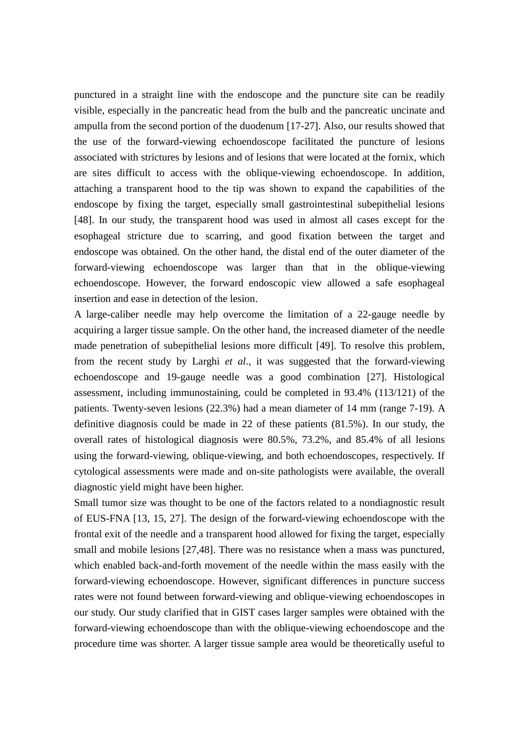punctured in a straight line with the endoscope and the puncture site can be readily visible, especially in the pancreatic head from the bulb and the pancreatic uncinate and ampulla from the second portion of the duodenum [17-27]. Also, our results showed that the use of the forward-viewing echoendoscope facilitated the puncture of lesions associated with strictures by lesions and of lesions that were located at the fornix, which are sites difficult to access with the oblique-viewing echoendoscope. In addition, attaching a transparent hood to the tip was shown to expand the capabilities of the endoscope by fixing the target, especially small gastrointestinal subepithelial lesions [48]. In our study, the transparent hood was used in almost all cases except for the esophageal stricture due to scarring, and good fixation between the target and endoscope was obtained. On the other hand, the distal end of the outer diameter of the forward-viewing echoendoscope was larger than that in the oblique-viewing echoendoscope. However, the forward endoscopic view allowed a safe esophageal insertion and ease in detection of the lesion.

A large-caliber needle may help overcome the limitation of a 22-gauge needle by acquiring a larger tissue sample. On the other hand, the increased diameter of the needle made penetration of subepithelial lesions more difficult [49]. To resolve this problem, from the recent study by Larghi *et al*., it was suggested that the forward-viewing echoendoscope and 19-gauge needle was a good combination [27]. Histological assessment, including immunostaining, could be completed in 93.4% (113/121) of the patients. Twenty-seven lesions (22.3%) had a mean diameter of 14 mm (range 7-19). A definitive diagnosis could be made in 22 of these patients (81.5%). In our study, the overall rates of histological diagnosis were 80.5%, 73.2%, and 85.4% of all lesions using the forward-viewing, oblique-viewing, and both echoendoscopes, respectively. If cytological assessments were made and on-site pathologists were available, the overall diagnostic yield might have been higher.

Small tumor size was thought to be one of the factors related to a nondiagnostic result of EUS-FNA [13, 15, 27]. The design of the forward-viewing echoendoscope with the frontal exit of the needle and a transparent hood allowed for fixing the target, especially small and mobile lesions [27,48]. There was no resistance when a mass was punctured, which enabled back-and-forth movement of the needle within the mass easily with the forward-viewing echoendoscope. However, significant differences in puncture success rates were not found between forward-viewing and oblique-viewing echoendoscopes in our study. Our study clarified that in GIST cases larger samples were obtained with the forward-viewing echoendoscope than with the oblique-viewing echoendoscope and the procedure time was shorter. A larger tissue sample area would be theoretically useful to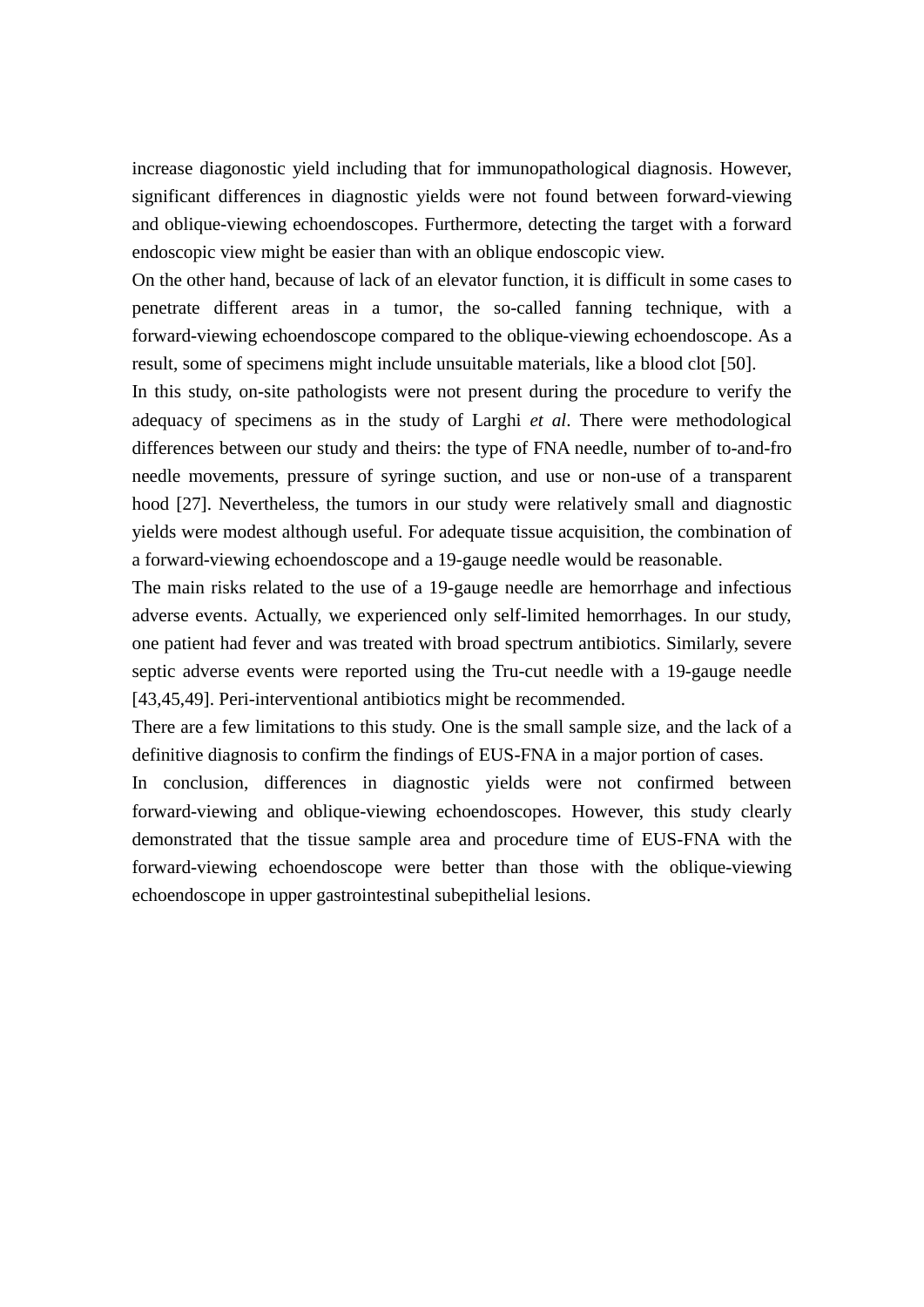increase diagonostic yield including that for immunopathological diagnosis. However, significant differences in diagnostic yields were not found between forward-viewing and oblique-viewing echoendoscopes. Furthermore, detecting the target with a forward endoscopic view might be easier than with an oblique endoscopic view.

On the other hand, because of lack of an elevator function, it is difficult in some cases to penetrate different areas in a tumor, the so-called fanning technique, with a forward-viewing echoendoscope compared to the oblique-viewing echoendoscope. As a result, some of specimens might include unsuitable materials, like a blood clot [50].

In this study, on-site pathologists were not present during the procedure to verify the adequacy of specimens as in the study of Larghi *et al*. There were methodological differences between our study and theirs: the type of FNA needle, number of to-and-fro needle movements, pressure of syringe suction, and use or non-use of a transparent hood [27]. Nevertheless, the tumors in our study were relatively small and diagnostic yields were modest although useful. For adequate tissue acquisition, the combination of a forward-viewing echoendoscope and a 19-gauge needle would be reasonable.

The main risks related to the use of a 19-gauge needle are hemorrhage and infectious adverse events. Actually, we experienced only self-limited hemorrhages. In our study, one patient had fever and was treated with broad spectrum antibiotics. Similarly, severe septic adverse events were reported using the Tru-cut needle with a 19-gauge needle [43,45,49]. Peri-interventional antibiotics might be recommended.

There are a few limitations to this study. One is the small sample size, and the lack of a definitive diagnosis to confirm the findings of EUS-FNA in a major portion of cases.

In conclusion, differences in diagnostic yields were not confirmed between forward-viewing and oblique-viewing echoendoscopes. However, this study clearly demonstrated that the tissue sample area and procedure time of EUS-FNA with the forward-viewing echoendoscope were better than those with the oblique-viewing echoendoscope in upper gastrointestinal subepithelial lesions.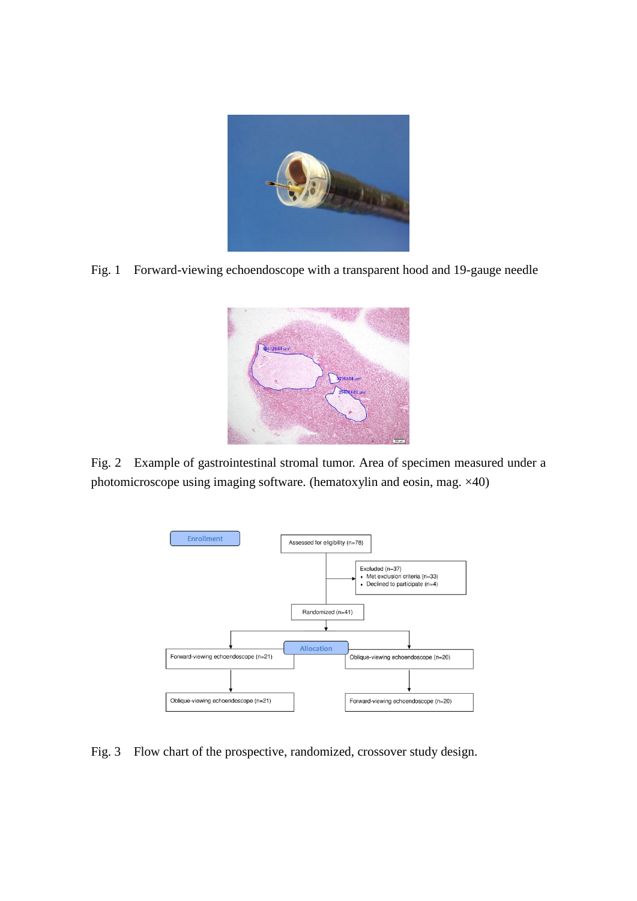Fig. 1 Forward-viewing echoendoscope with a transparent hood and 19-gauge needle

Fig. 2 Example of gastrointestinal stromal tumor. Area of specimen measured under a photomicroscope using imaging software. (hematoxylin and eosin, mag. ×40)

Enrollment

Assessed for eligibility (n=78)

Excluded (n=37)
- Met exclusion criteria (n=33)
- Declined to participate (n=4)

Randomized (n=41)

Allocation

Forward-viewing echoendoscope (n=21)

Oblique-viewing echoendoscope (n=20)

Oblique-viewing echoendoscope (n=21)

Forward-viewing echoendoscope (n=20)

Fig. 3 Flow chart of the prospective, randomized, crossover study design.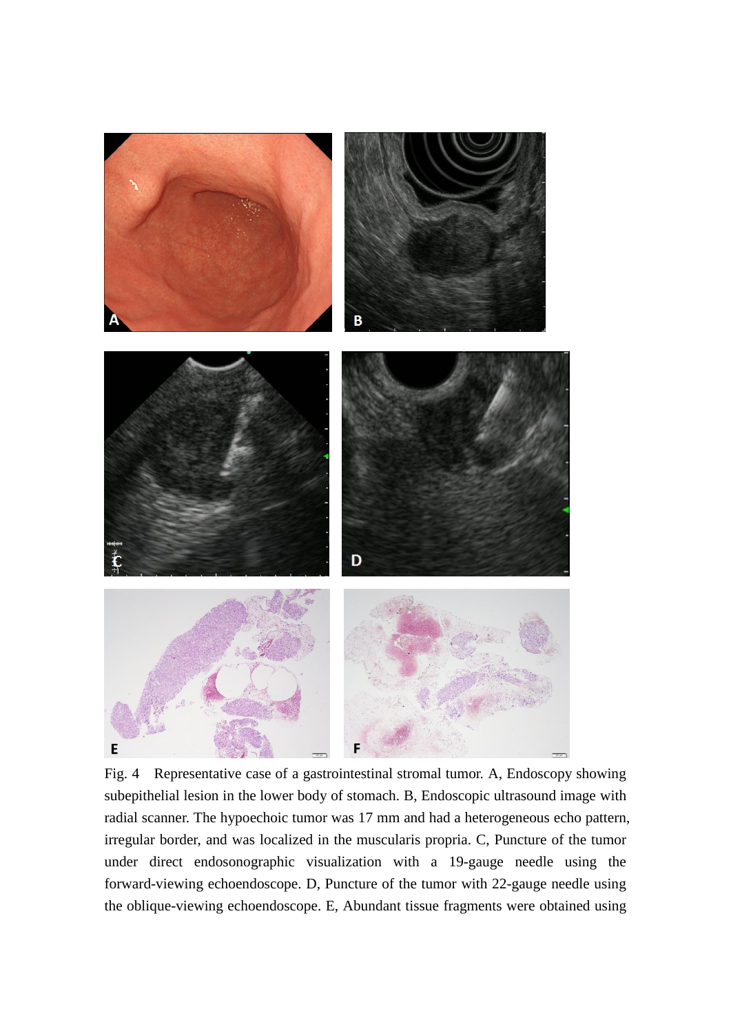Fig. 4 Representative case of a gastrointestinal stromal tumor. A, Endoscopy showing subepithelial lesion in the lower body of stomach. B, Endoscopic ultrasound image with radial scanner. The hypoechoic tumor was 17 mm and had a heterogeneous echo pattern, irregular border, and was localized in the muscularis propria. C, Puncture of the tumor under direct endosonographic visualization with a 19-gauge needle using the forward-viewing echoendoscope. D, Puncture of the tumor with 22-gauge needle using the oblique-viewing echoendoscope. E, Abundant tissue fragments were obtained using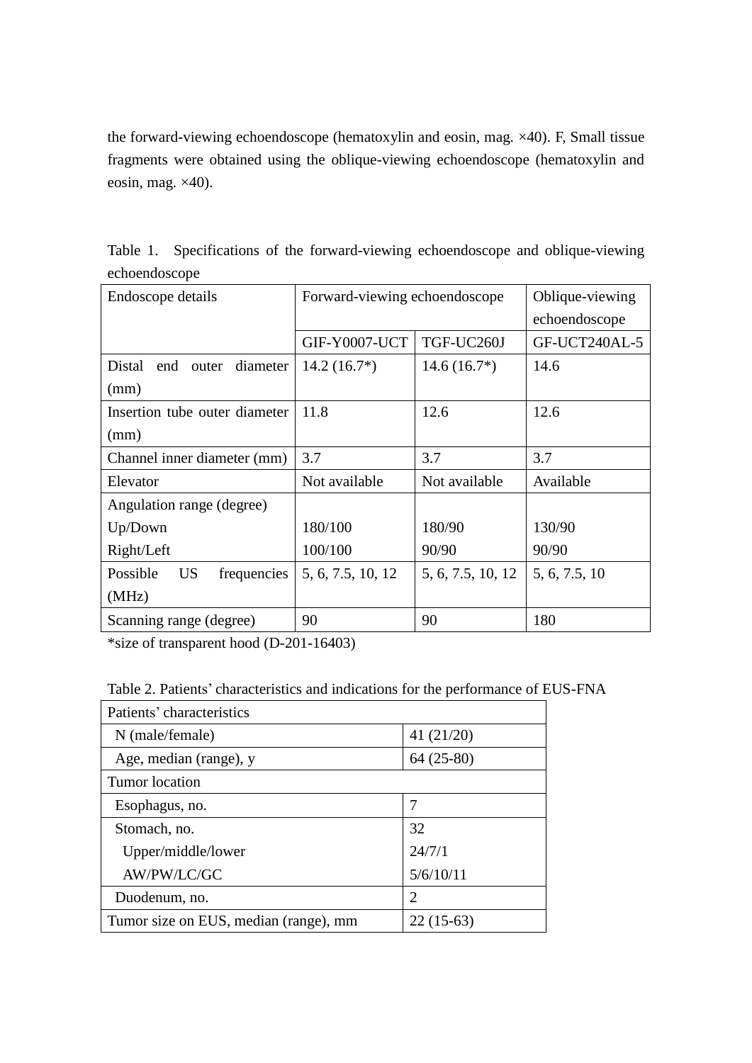the forward-viewing echoendoscope (hematoxylin and eosin, mag. ×40). F, Small tissue fragments were obtained using the oblique-viewing echoendoscope (hematoxylin and eosin, mag. ×40).

Table 1. Specifications of the forward-viewing echoendoscope and oblique-viewing echoendoscope

| Endoscope details | Forward-viewing echoendoscope | | Oblique-viewing echoendoscope |
|---|---|---|---|
| | GIF-Y0007-UCT | TGF-UC260J | GF-UCT240AL-5 |
| Distal end outer diameter (mm) | 14.2 (16.7*) | 14.6 (16.7*) | 14.6 |
| Insertion tube outer diameter (mm) | 11.8 | 12.6 | 12.6 |
| Channel inner diameter (mm) | 3.7 | 3.7 | 3.7 |
| Elevator | Not available | Not available | Available |
| Angulation range (degree) | | | |
| Up/Down | 180/100 | 180/90 | 130/90 |
| Right/Left | 100/100 | 90/90 | 90/90 |
| Possible US frequencies (MHz) | 5, 6, 7.5, 10, 12 | 5, 6, 7.5, 10, 12 | 5, 6, 7.5, 10 |
| Scanning range (degree) | 90 | 90 | 180 |

*size of transparent hood (D-201-16403)

Table 2. Patients' characteristics and indications for the performance of EUS-FNA

| Patients' characteristics | |
|---|---|
| N (male/female) | 41 (21/20) |
| Age, median (range), y | 64 (25-80) |
| Tumor location | |
| Esophagus, no. | 7 |
| Stomach, no. | 32 |
| Upper/middle/lower | 24/7/1 |
| AW/PW/LC/GC | 5/6/10/11 |
| Duodenum, no. | 2 |
| Tumor size on EUS, median (range), mm | 22 (15-63) |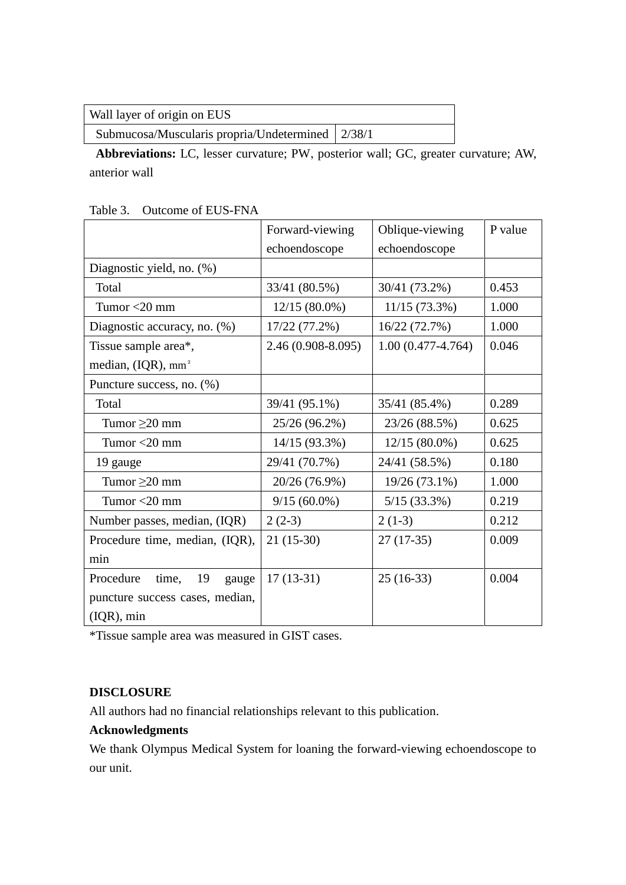| | |
|---|---|
| Wall layer of origin on EUS | |
| Submucosa/Muscularis propria/Undetermined | 2/38/1 |

**Abbreviations:** LC, lesser curvature; PW, posterior wall; GC, greater curvature; AW, anterior wall

Table 3. Outcome of EUS-FNA

| | Forward-viewing echoendoscope | Oblique-viewing echoendoscope | P value |
|---|---|---|---|
| Diagnostic yield, no. (%) | | | |
| Total | 33/41 (80.5%) | 30/41 (73.2%) | 0.453 |
| Tumor <20 mm | 12/15 (80.0%) | 11/15 (73.3%) | 1.000 |
| Diagnostic accuracy, no. (%) | 17/22 (77.2%) | 16/22 (72.7%) | 1.000 |
| Tissue sample area*, median, (IQR), $mm^2$ | 2.46 (0.908-8.095) | 1.00 (0.477-4.764) | 0.046 |
| Puncture success, no. (%) | | | |
| Total | 39/41 (95.1%) | 35/41 (85.4%) | 0.289 |
| Tumor ≥20 mm | 25/26 (96.2%) | 23/26 (88.5%) | 0.625 |
| Tumor <20 mm | 14/15 (93.3%) | 12/15 (80.0%) | 0.625 |
| 19 gauge | 29/41 (70.7%) | 24/41 (58.5%) | 0.180 |
| Tumor ≥20 mm | 20/26 (76.9%) | 19/26 (73.1%) | 1.000 |
| Tumor <20 mm | 9/15 (60.0%) | 5/15 (33.3%) | 0.219 |
| Number passes, median, (IQR) | 2 (2-3) | 2 (1-3) | 0.212 |
| Procedure time, median, (IQR), min | 21 (15-30) | 27 (17-35) | 0.009 |
| Procedure time, 19 gauge puncture success cases, median, (IQR), min | 17 (13-31) | 25 (16-33) | 0.004 |

*Tissue sample area was measured in GIST cases.

**DISCLOSURE**

All authors had no financial relationships relevant to this publication.

**Acknowledgments**

We thank Olympus Medical System for loaning the forward-viewing echoendoscope to our unit.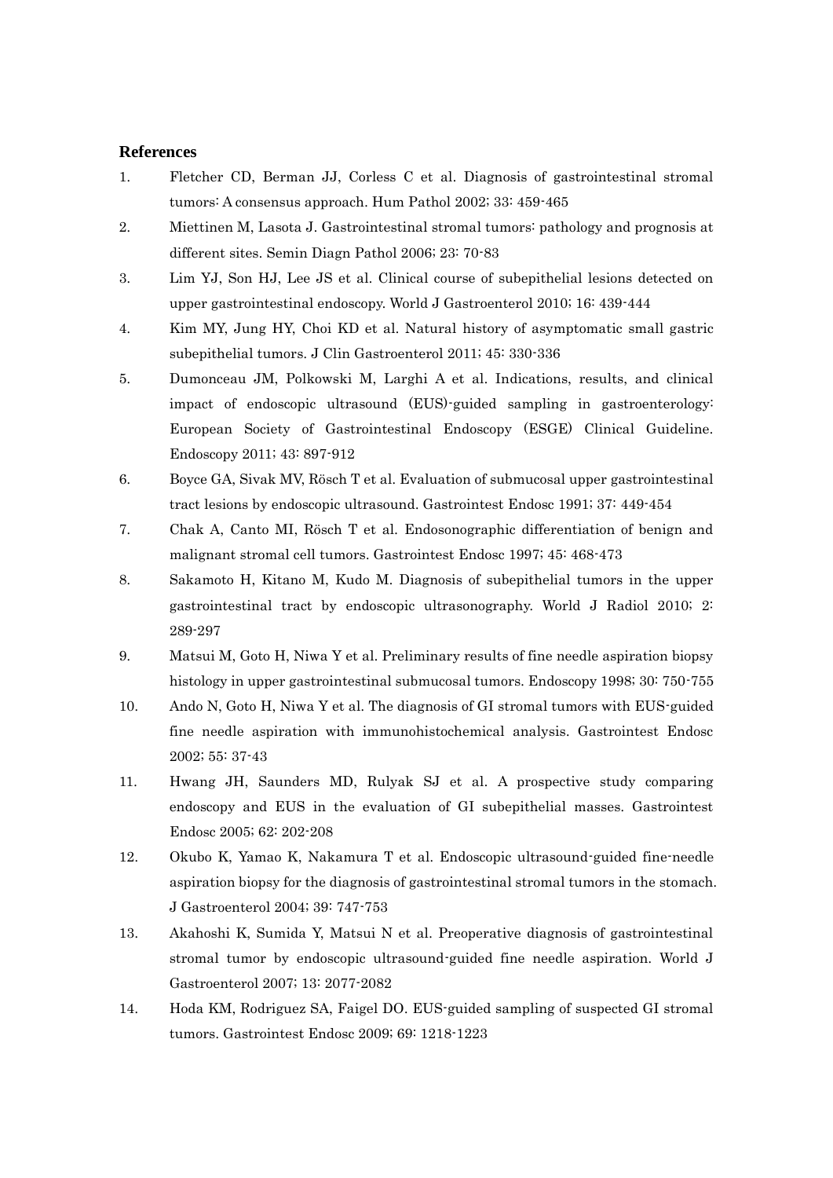## References

1. Fletcher CD, Berman JJ, Corless C et al. Diagnosis of gastrointestinal stromal tumors: A consensus approach. Hum Pathol 2002; 33: 459-465
2. Miettinen M, Lasota J. Gastrointestinal stromal tumors: pathology and prognosis at different sites. Semin Diagn Pathol 2006; 23: 70-83
3. Lim YJ, Son HJ, Lee JS et al. Clinical course of subepithelial lesions detected on upper gastrointestinal endoscopy. World J Gastroenterol 2010; 16: 439-444
4. Kim MY, Jung HY, Choi KD et al. Natural history of asymptomatic small gastric subepithelial tumors. J Clin Gastroenterol 2011; 45: 330-336
5. Dumonceau JM, Polkowski M, Larghi A et al. Indications, results, and clinical impact of endoscopic ultrasound (EUS)-guided sampling in gastroenterology: European Society of Gastrointestinal Endoscopy (ESGE) Clinical Guideline. Endoscopy 2011; 43: 897-912
6. Boyce GA, Sivak MV, Rösch T et al. Evaluation of submucosal upper gastrointestinal tract lesions by endoscopic ultrasound. Gastrointest Endosc 1991; 37: 449-454
7. Chak A, Canto MI, Rösch T et al. Endosonographic differentiation of benign and malignant stromal cell tumors. Gastrointest Endosc 1997; 45: 468-473
8. Sakamoto H, Kitano M, Kudo M. Diagnosis of subepithelial tumors in the upper gastrointestinal tract by endoscopic ultrasonography. World J Radiol 2010; 2: 289-297
9. Matsui M, Goto H, Niwa Y et al. Preliminary results of fine needle aspiration biopsy histology in upper gastrointestinal submucosal tumors. Endoscopy 1998; 30: 750-755
10. Ando N, Goto H, Niwa Y et al. The diagnosis of GI stromal tumors with EUS-guided fine needle aspiration with immunohistochemical analysis. Gastrointest Endosc 2002; 55: 37-43
11. Hwang JH, Saunders MD, Rulyak SJ et al. A prospective study comparing endoscopy and EUS in the evaluation of GI subepithelial masses. Gastrointest Endosc 2005; 62: 202-208
12. Okubo K, Yamao K, Nakamura T et al. Endoscopic ultrasound-guided fine-needle aspiration biopsy for the diagnosis of gastrointestinal stromal tumors in the stomach. J Gastroenterol 2004; 39: 747-753
13. Akahoshi K, Sumida Y, Matsui N et al. Preoperative diagnosis of gastrointestinal stromal tumor by endoscopic ultrasound-guided fine needle aspiration. World J Gastroenterol 2007; 13: 2077-2082
14. Hoda KM, Rodriguez SA, Faigel DO. EUS-guided sampling of suspected GI stromal tumors. Gastrointest Endosc 2009; 69: 1218-1223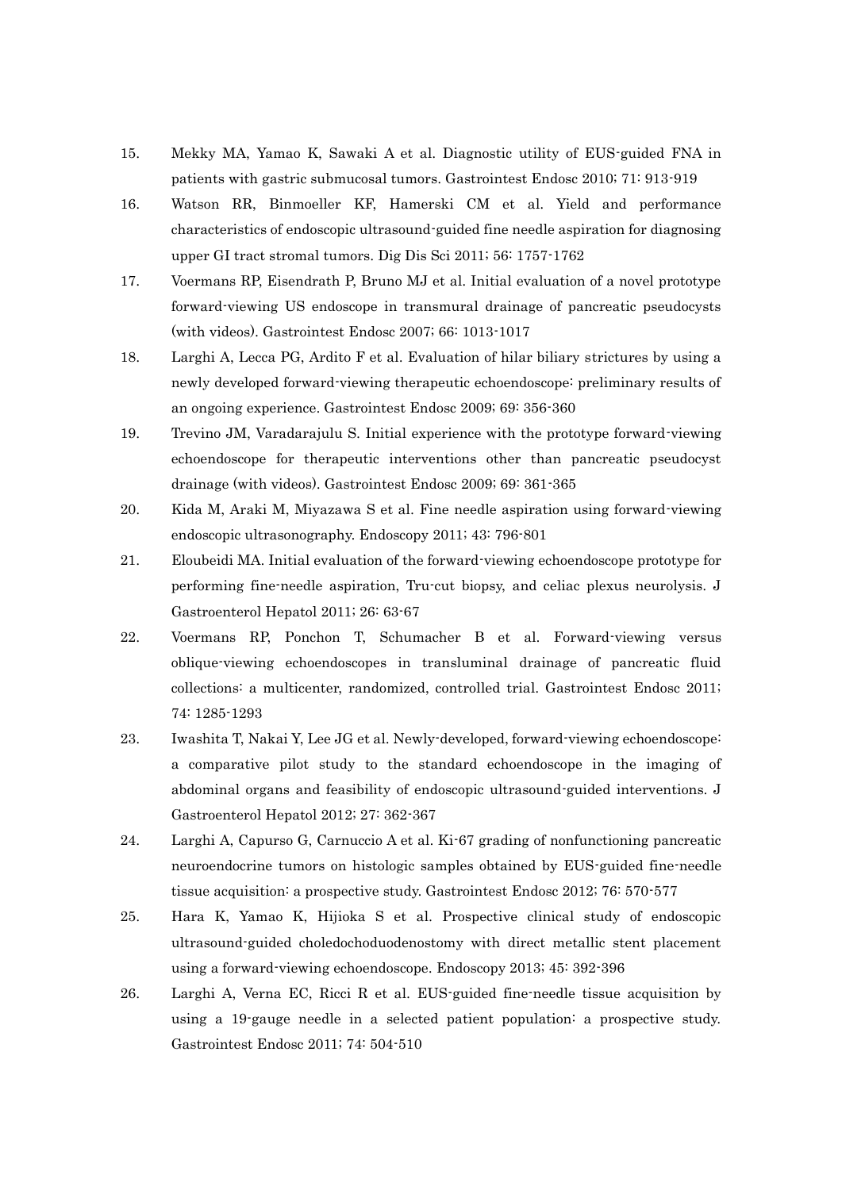15. Mekky MA, Yamao K, Sawaki A et al. Diagnostic utility of EUS-guided FNA in patients with gastric submucosal tumors. Gastrointest Endosc 2010; 71: 913-919
16. Watson RR, Binmoeller KF, Hamerski CM et al. Yield and performance characteristics of endoscopic ultrasound-guided fine needle aspiration for diagnosing upper GI tract stromal tumors. Dig Dis Sci 2011; 56: 1757-1762
17. Voermans RP, Eisendrath P, Bruno MJ et al. Initial evaluation of a novel prototype forward-viewing US endoscope in transmural drainage of pancreatic pseudocysts (with videos). Gastrointest Endosc 2007; 66: 1013-1017
18. Larghi A, Lecca PG, Ardito F et al. Evaluation of hilar biliary strictures by using a newly developed forward-viewing therapeutic echoendoscope: preliminary results of an ongoing experience. Gastrointest Endosc 2009; 69: 356-360
19. Trevino JM, Varadarajulu S. Initial experience with the prototype forward-viewing echoendoscope for therapeutic interventions other than pancreatic pseudocyst drainage (with videos). Gastrointest Endosc 2009; 69: 361-365
20. Kida M, Araki M, Miyazawa S et al. Fine needle aspiration using forward-viewing endoscopic ultrasonography. Endoscopy 2011; 43: 796-801
21. Eloubeidi MA. Initial evaluation of the forward-viewing echoendoscope prototype for performing fine-needle aspiration, Tru-cut biopsy, and celiac plexus neurolysis. J Gastroenterol Hepatol 2011; 26: 63-67
22. Voermans RP, Ponchon T, Schumacher B et al. Forward-viewing versus oblique-viewing echoendoscopes in transluminal drainage of pancreatic fluid collections: a multicenter, randomized, controlled trial. Gastrointest Endosc 2011; 74: 1285-1293
23. Iwashita T, Nakai Y, Lee JG et al. Newly-developed, forward-viewing echoendoscope: a comparative pilot study to the standard echoendoscope in the imaging of abdominal organs and feasibility of endoscopic ultrasound-guided interventions. J Gastroenterol Hepatol 2012; 27: 362-367
24. Larghi A, Capurso G, Carnuccio A et al. Ki-67 grading of nonfunctioning pancreatic neuroendocrine tumors on histologic samples obtained by EUS-guided fine-needle tissue acquisition: a prospective study. Gastrointest Endosc 2012; 76: 570-577
25. Hara K, Yamao K, Hijioka S et al. Prospective clinical study of endoscopic ultrasound-guided choledochoduodenostomy with direct metallic stent placement using a forward-viewing echoendoscope. Endoscopy 2013; 45: 392-396
26. Larghi A, Verna EC, Ricci R et al. EUS-guided fine-needle tissue acquisition by using a 19-gauge needle in a selected patient population: a prospective study. Gastrointest Endosc 2011; 74: 504-510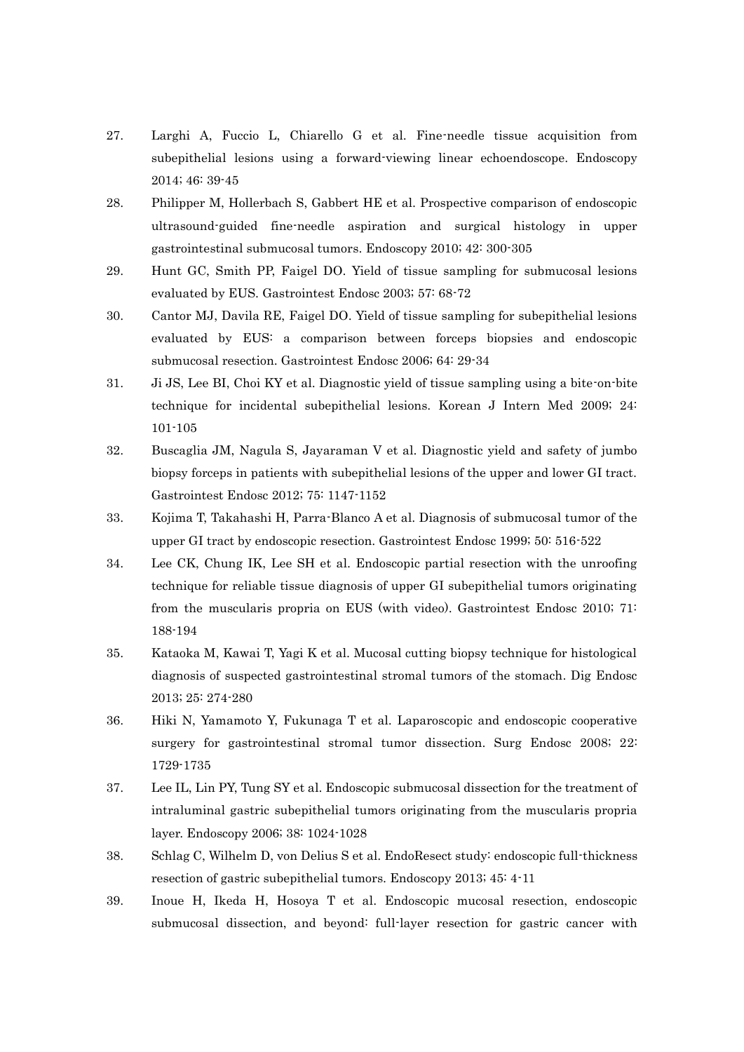27. Larghi A, Fuccio L, Chiarello G et al. Fine-needle tissue acquisition from subepithelial lesions using a forward-viewing linear echoendoscope. Endoscopy 2014; 46: 39-45
28. Philipper M, Hollerbach S, Gabbert HE et al. Prospective comparison of endoscopic ultrasound-guided fine-needle aspiration and surgical histology in upper gastrointestinal submucosal tumors. Endoscopy 2010; 42: 300-305
29. Hunt GC, Smith PP, Faigel DO. Yield of tissue sampling for submucosal lesions evaluated by EUS. Gastrointest Endosc 2003; 57: 68-72
30. Cantor MJ, Davila RE, Faigel DO. Yield of tissue sampling for subepithelial lesions evaluated by EUS: a comparison between forceps biopsies and endoscopic submucosal resection. Gastrointest Endosc 2006; 64: 29-34
31. Ji JS, Lee BI, Choi KY et al. Diagnostic yield of tissue sampling using a bite-on-bite technique for incidental subepithelial lesions. Korean J Intern Med 2009; 24: 101-105
32. Buscaglia JM, Nagula S, Jayaraman V et al. Diagnostic yield and safety of jumbo biopsy forceps in patients with subepithelial lesions of the upper and lower GI tract. Gastrointest Endosc 2012; 75: 1147-1152
33. Kojima T, Takahashi H, Parra-Blanco A et al. Diagnosis of submucosal tumor of the upper GI tract by endoscopic resection. Gastrointest Endosc 1999; 50: 516-522
34. Lee CK, Chung IK, Lee SH et al. Endoscopic partial resection with the unroofing technique for reliable tissue diagnosis of upper GI subepithelial tumors originating from the muscularis propria on EUS (with video). Gastrointest Endosc 2010; 71: 188-194
35. Kataoka M, Kawai T, Yagi K et al. Mucosal cutting biopsy technique for histological diagnosis of suspected gastrointestinal stromal tumors of the stomach. Dig Endosc 2013; 25: 274-280
36. Hiki N, Yamamoto Y, Fukunaga T et al. Laparoscopic and endoscopic cooperative surgery for gastrointestinal stromal tumor dissection. Surg Endosc 2008; 22: 1729-1735
37. Lee IL, Lin PY, Tung SY et al. Endoscopic submucosal dissection for the treatment of intraluminal gastric subepithelial tumors originating from the muscularis propria layer. Endoscopy 2006; 38: 1024-1028
38. Schlag C, Wilhelm D, von Delius S et al. EndoResect study: endoscopic full-thickness resection of gastric subepithelial tumors. Endoscopy 2013; 45: 4-11
39. Inoue H, Ikeda H, Hosoya T et al. Endoscopic mucosal resection, endoscopic submucosal dissection, and beyond: full-layer resection for gastric cancer with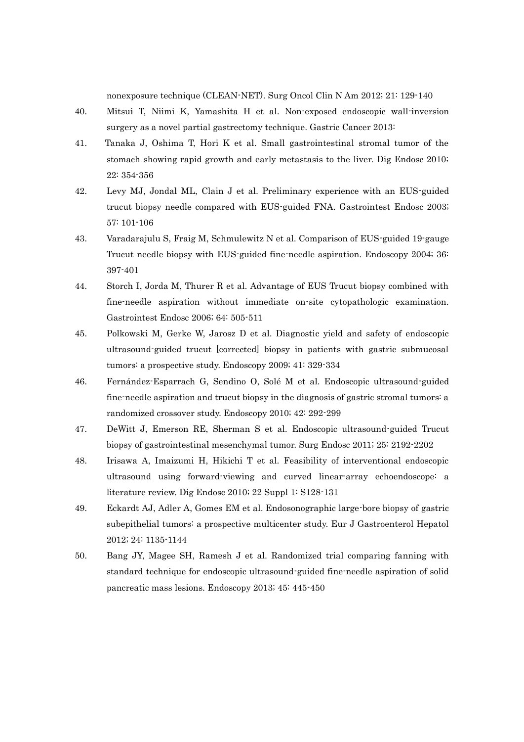nonexposure technique (CLEAN-NET). Surg Oncol Clin N Am 2012; 21: 129-140

40. Mitsui T, Niimi K, Yamashita H et al. Non-exposed endoscopic wall-inversion surgery as a novel partial gastrectomy technique. Gastric Cancer 2013:

41. Tanaka J, Oshima T, Hori K et al. Small gastrointestinal stromal tumor of the stomach showing rapid growth and early metastasis to the liver. Dig Endosc 2010; 22: 354-356

42. Levy MJ, Jondal ML, Clain J et al. Preliminary experience with an EUS-guided trucut biopsy needle compared with EUS-guided FNA. Gastrointest Endosc 2003; 57: 101-106

43. Varadarajulu S, Fraig M, Schmulewitz N et al. Comparison of EUS-guided 19-gauge Trucut needle biopsy with EUS-guided fine-needle aspiration. Endoscopy 2004; 36: 397-401

44. Storch I, Jorda M, Thurer R et al. Advantage of EUS Trucut biopsy combined with fine-needle aspiration without immediate on-site cytopathologic examination. Gastrointest Endosc 2006; 64: 505-511

45. Polkowski M, Gerke W, Jarosz D et al. Diagnostic yield and safety of endoscopic ultrasound-guided trucut [corrected] biopsy in patients with gastric submucosal tumors: a prospective study. Endoscopy 2009; 41: 329-334

46. Fernández-Esparrach G, Sendino O, Solé M et al. Endoscopic ultrasound-guided fine-needle aspiration and trucut biopsy in the diagnosis of gastric stromal tumors: a randomized crossover study. Endoscopy 2010; 42: 292-299

47. DeWitt J, Emerson RE, Sherman S et al. Endoscopic ultrasound-guided Trucut biopsy of gastrointestinal mesenchymal tumor. Surg Endosc 2011; 25: 2192-2202

48. Irisawa A, Imaizumi H, Hikichi T et al. Feasibility of interventional endoscopic ultrasound using forward-viewing and curved linear-array echoendoscope: a literature review. Dig Endosc 2010; 22 Suppl 1: S128-131

49. Eckardt AJ, Adler A, Gomes EM et al. Endosonographic large-bore biopsy of gastric subepithelial tumors: a prospective multicenter study. Eur J Gastroenterol Hepatol 2012; 24: 1135-1144

50. Bang JY, Magee SH, Ramesh J et al. Randomized trial comparing fanning with standard technique for endoscopic ultrasound-guided fine-needle aspiration of solid pancreatic mass lesions. Endoscopy 2013; 45: 445-450